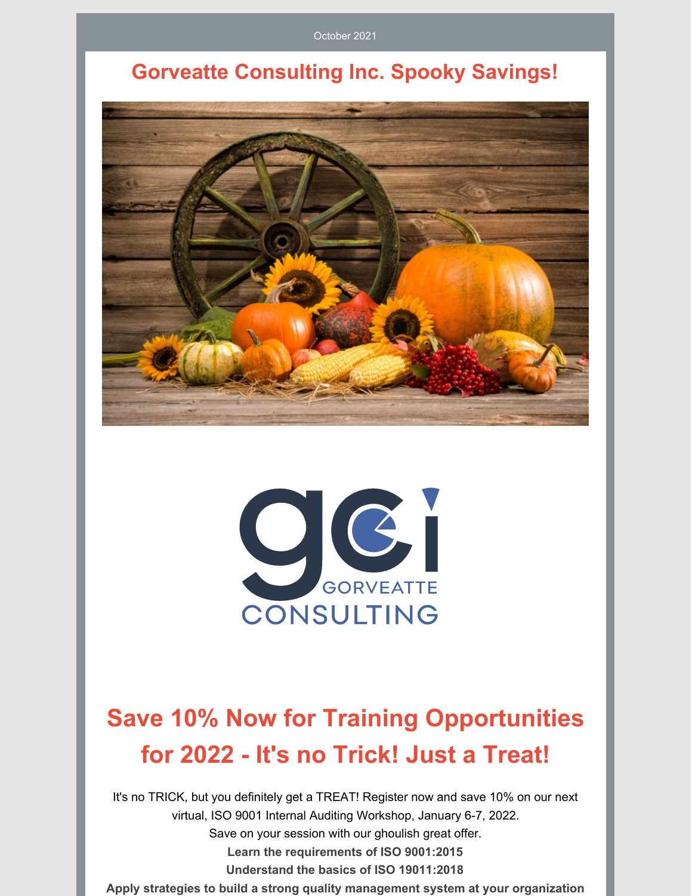October 2021

# Gorveatte Consulting Inc. Spooky Savings!

## Save 10% Now for Training Opportunities for 2022 - It's no Trick! Just a Treat!

It's no TRICK, but you definitely get a TREAT! Register now and save 10% on our next virtual, ISO 9001 Internal Auditing Workshop, January 6-7, 2022.
Save on your session with our ghoulish great offer.

**Learn the requirements of ISO 9001:2015**
**Understand the basics of ISO 19011:2018**
**Apply strategies to build a strong quality management system at your organization**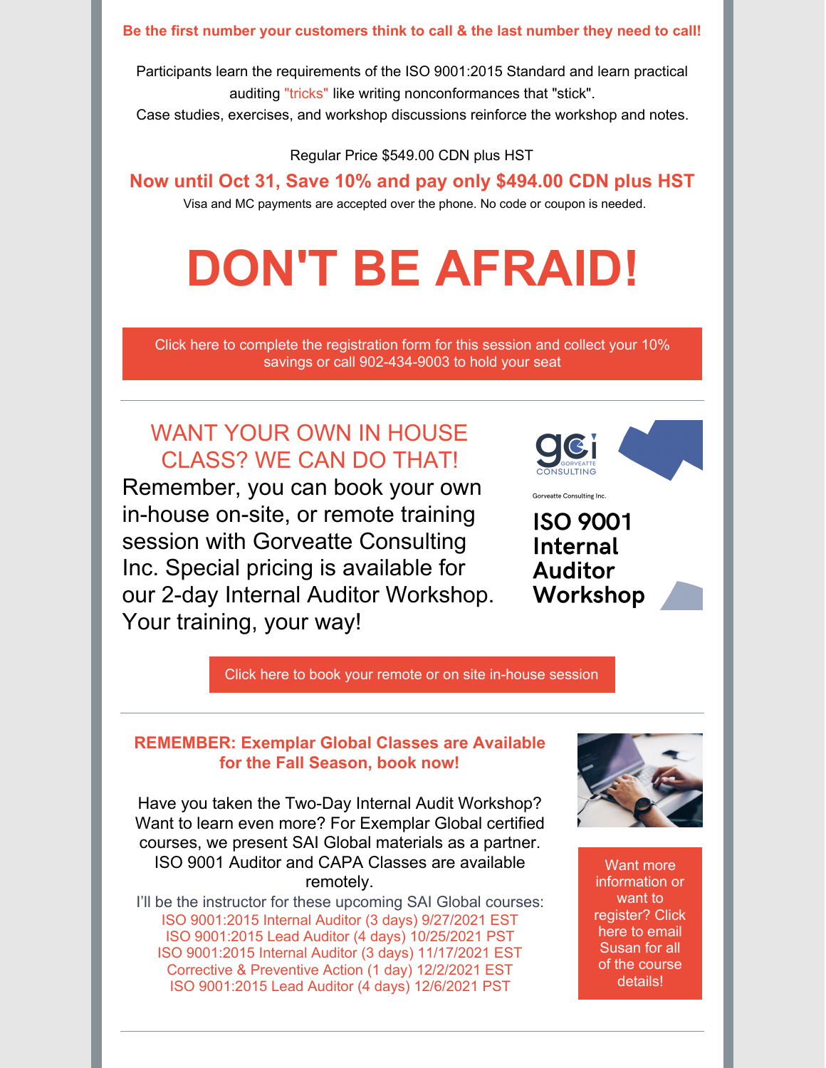**Be the first number your customers think to call & the last number they need to call!**

Participants learn the requirements of the ISO 9001:2015 Standard and learn practical auditing "tricks" like writing nonconformances that "stick".
Case studies, exercises, and workshop discussions reinforce the workshop and notes.

Regular Price $549.00 CDN plus HST

**Now until Oct 31, Save 10% and pay only $494.00 CDN plus HST**

Visa and MC payments are accepted over the phone. No code or coupon is needed.

# DON'T BE AFRAID!

Click here to complete the registration form for this session and collect your 10% savings or call 902-434-9003 to hold your seat

---

## WANT YOUR OWN IN HOUSE CLASS? WE CAN DO THAT!

Remember, you can book your own in-house on-site, or remote training session with Gorveatte Consulting Inc. Special pricing is available for our 2-day Internal Auditor Workshop. Your training, your way!

gci GORVEATTE CONSULTING

Gorveatte Consulting Inc.

**ISO 9001 Internal Auditor Workshop**

Click here to book your remote or on site in-house session

---

**REMEMBER: Exemplar Global Classes are Available for the Fall Season, book now!**

Have you taken the Two-Day Internal Audit Workshop? Want to learn even more? For Exemplar Global certified courses, we present SAI Global materials as a partner. ISO 9001 Auditor and CAPA Classes are available remotely.

I'll be the instructor for these upcoming SAI Global courses:

ISO 9001:2015 Internal Auditor (3 days) 9/27/2021 EST
ISO 9001:2015 Lead Auditor (4 days) 10/25/2021 PST
ISO 9001:2015 Internal Auditor (3 days) 11/17/2021 EST
Corrective & Preventive Action (1 day) 12/2/2021 EST
ISO 9001:2015 Lead Auditor (4 days) 12/6/2021 PST

Want more information or want to register? Click here to email Susan for all of the course details!

---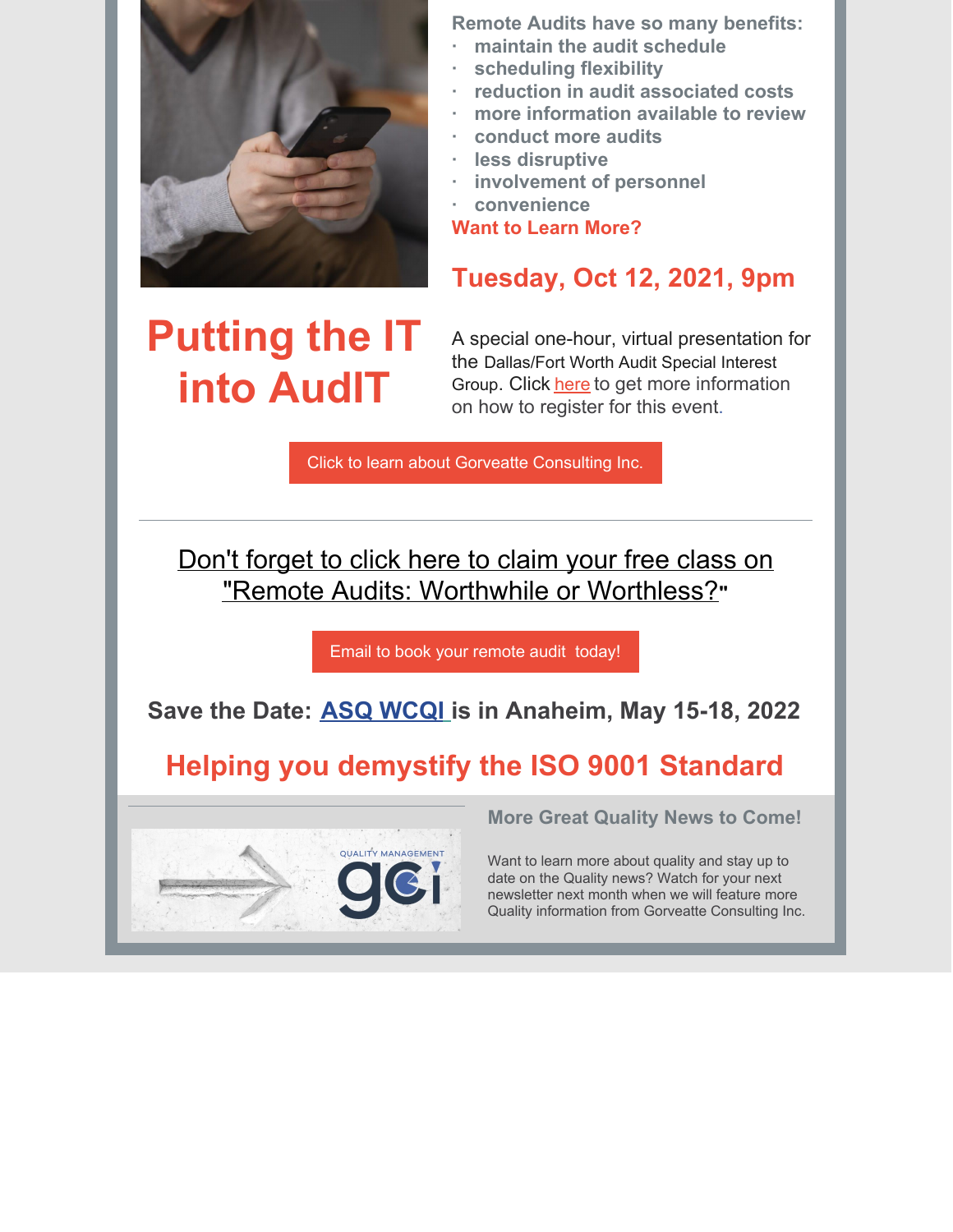Remote Audits have so many benefits:

- maintain the audit schedule
- scheduling flexibility
- reduction in audit associated costs
- more information available to review
- conduct more audits
- less disruptive
- involvement of personnel
- convenience

**Want to Learn More?**

## Tuesday, Oct 12, 2021, 9pm

# Putting the IT into AudIT

A special one-hour, virtual presentation for the Dallas/Fort Worth Audit Special Interest Group. Click here to get more information on how to register for this event.

Click to learn about Gorveatte Consulting Inc.

---

Don't forget to click here to claim your free class on "Remote Audits: Worthwhile or Worthless?"

Email to book your remote audit today!

**Save the Date: ASQ WCQI is in Anaheim, May 15-18, 2022**

## Helping you demystify the ISO 9001 Standard

---

QUALITY MANAGEMENT gci

### More Great Quality News to Come!

Want to learn more about quality and stay up to date on the Quality news? Watch for your next newsletter next month when we will feature more Quality information from Gorveatte Consulting Inc.